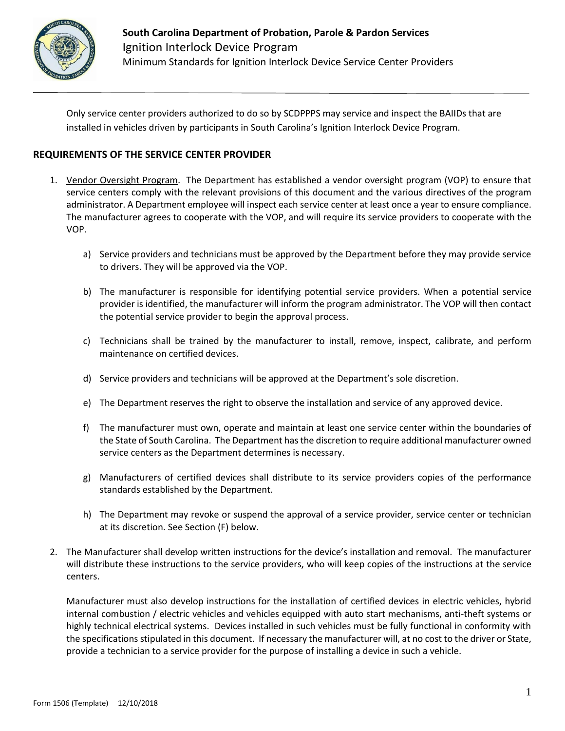# South Carolina Department of Probation, Parole & Pardon Services

## Ignition Interlock Device Program

### Minimum Standards for Ignition Interlock Device Service Center Providers

Only service center providers authorized to do so by SCDPPPS may service and inspect the BAIIDs that are installed in vehicles driven by participants in South Carolina's Ignition Interlock Device Program.

## REQUIREMENTS OF THE SERVICE CENTER PROVIDER

1. Vendor Oversight Program. The Department has established a vendor oversight program (VOP) to ensure that service centers comply with the relevant provisions of this document and the various directives of the program administrator. A Department employee will inspect each service center at least once a year to ensure compliance. The manufacturer agrees to cooperate with the VOP, and will require its service providers to cooperate with the VOP.

   a) Service providers and technicians must be approved by the Department before they may provide service to drivers. They will be approved via the VOP.

   b) The manufacturer is responsible for identifying potential service providers. When a potential service provider is identified, the manufacturer will inform the program administrator. The VOP will then contact the potential service provider to begin the approval process.

   c) Technicians shall be trained by the manufacturer to install, remove, inspect, calibrate, and perform maintenance on certified devices.

   d) Service providers and technicians will be approved at the Department's sole discretion.

   e) The Department reserves the right to observe the installation and service of any approved device.

   f) The manufacturer must own, operate and maintain at least one service center within the boundaries of the State of South Carolina. The Department has the discretion to require additional manufacturer owned service centers as the Department determines is necessary.

   g) Manufacturers of certified devices shall distribute to its service providers copies of the performance standards established by the Department.

   h) The Department may revoke or suspend the approval of a service provider, service center or technician at its discretion. See Section (F) below.

2. The Manufacturer shall develop written instructions for the device's installation and removal. The manufacturer will distribute these instructions to the service providers, who will keep copies of the instructions at the service centers.

   Manufacturer must also develop instructions for the installation of certified devices in electric vehicles, hybrid internal combustion / electric vehicles and vehicles equipped with auto start mechanisms, anti-theft systems or highly technical electrical systems. Devices installed in such vehicles must be fully functional in conformity with the specifications stipulated in this document. If necessary the manufacturer will, at no cost to the driver or State, provide a technician to a service provider for the purpose of installing a device in such a vehicle.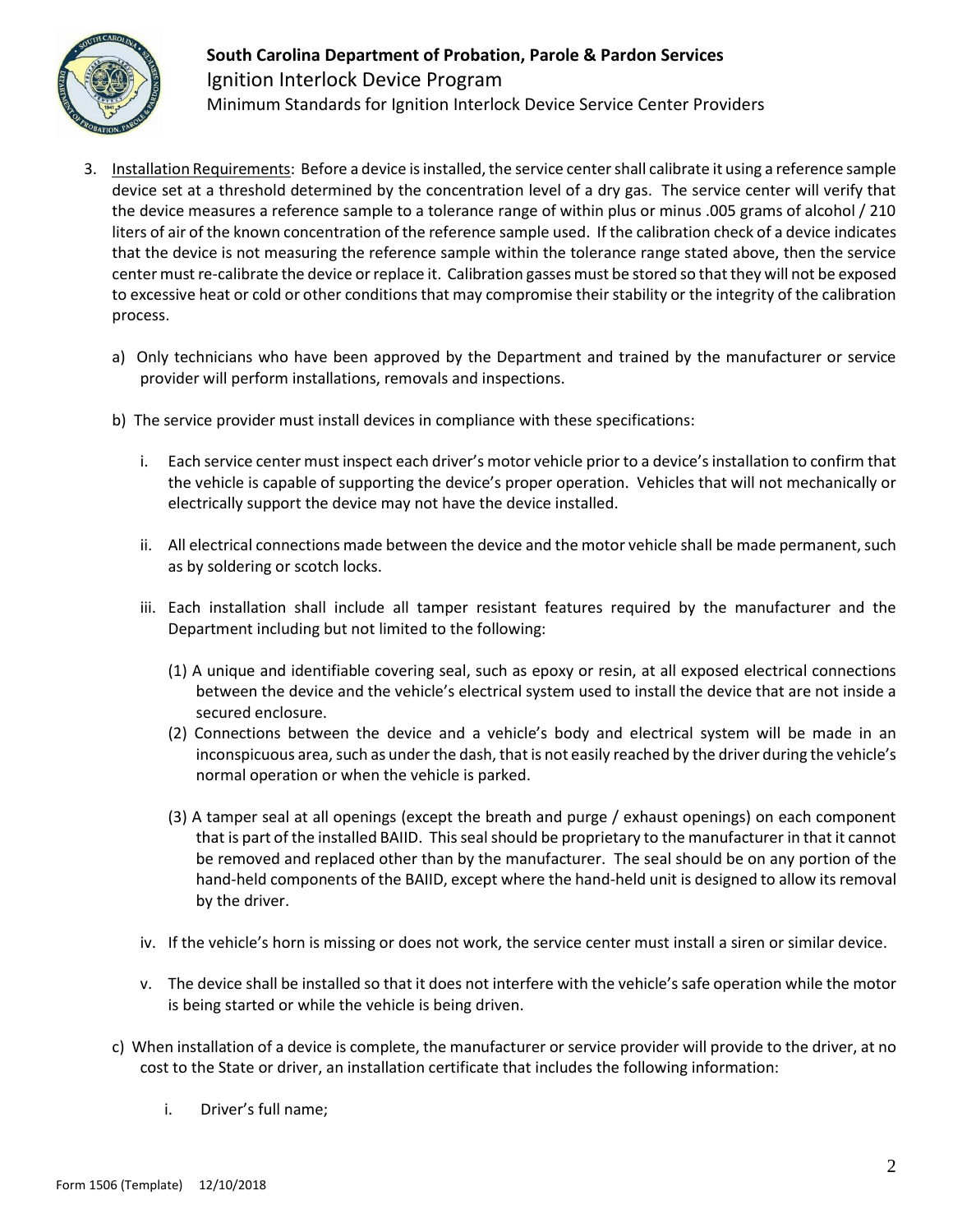3. <u>Installation Requirements</u>: Before a device is installed, the service center shall calibrate it using a reference sample device set at a threshold determined by the concentration level of a dry gas. The service center will verify that the device measures a reference sample to a tolerance range of within plus or minus .005 grams of alcohol / 210 liters of air of the known concentration of the reference sample used. If the calibration check of a device indicates that the device is not measuring the reference sample within the tolerance range stated above, then the service center must re-calibrate the device or replace it. Calibration gasses must be stored so that they will not be exposed to excessive heat or cold or other conditions that may compromise their stability or the integrity of the calibration process.

   a) Only technicians who have been approved by the Department and trained by the manufacturer or service provider will perform installations, removals and inspections.

   b) The service provider must install devices in compliance with these specifications:

      i. Each service center must inspect each driver's motor vehicle prior to a device's installation to confirm that the vehicle is capable of supporting the device's proper operation. Vehicles that will not mechanically or electrically support the device may not have the device installed.

      ii. All electrical connections made between the device and the motor vehicle shall be made permanent, such as by soldering or scotch locks.

      iii. Each installation shall include all tamper resistant features required by the manufacturer and the Department including but not limited to the following:

         (1) A unique and identifiable covering seal, such as epoxy or resin, at all exposed electrical connections between the device and the vehicle's electrical system used to install the device that are not inside a secured enclosure.

         (2) Connections between the device and a vehicle's body and electrical system will be made in an inconspicuous area, such as under the dash, that is not easily reached by the driver during the vehicle's normal operation or when the vehicle is parked.

         (3) A tamper seal at all openings (except the breath and purge / exhaust openings) on each component that is part of the installed BAIID. This seal should be proprietary to the manufacturer in that it cannot be removed and replaced other than by the manufacturer. The seal should be on any portion of the hand-held components of the BAIID, except where the hand-held unit is designed to allow its removal by the driver.

      iv. If the vehicle's horn is missing or does not work, the service center must install a siren or similar device.

      v. The device shall be installed so that it does not interfere with the vehicle's safe operation while the motor is being started or while the vehicle is being driven.

   c) When installation of a device is complete, the manufacturer or service provider will provide to the driver, at no cost to the State or driver, an installation certificate that includes the following information:

      i. Driver's full name;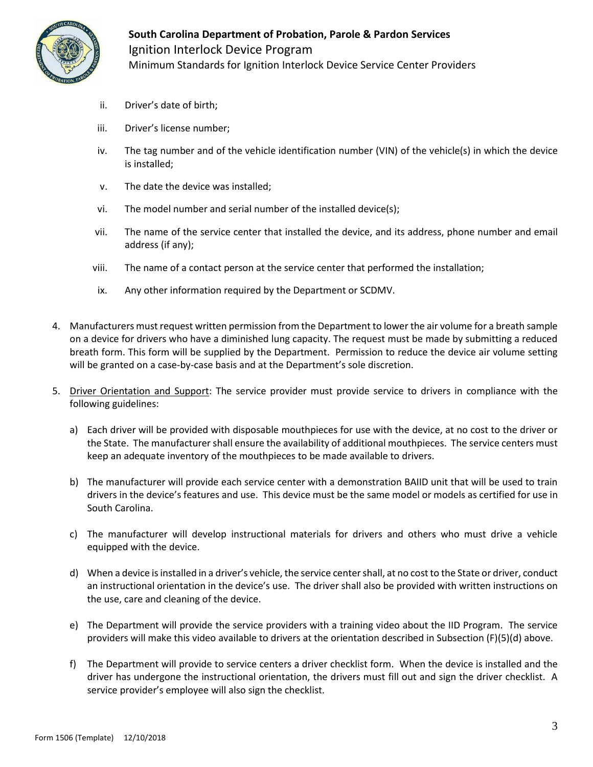ii. Driver's date of birth;

iii. Driver's license number;

iv. The tag number and of the vehicle identification number (VIN) of the vehicle(s) in which the device is installed;

v. The date the device was installed;

vi. The model number and serial number of the installed device(s);

vii. The name of the service center that installed the device, and its address, phone number and email address (if any);

viii. The name of a contact person at the service center that performed the installation;

ix. Any other information required by the Department or SCDMV.

4. Manufacturers must request written permission from the Department to lower the air volume for a breath sample on a device for drivers who have a diminished lung capacity. The request must be made by submitting a reduced breath form. This form will be supplied by the Department. Permission to reduce the device air volume setting will be granted on a case-by-case basis and at the Department's sole discretion.

5. Driver Orientation and Support: The service provider must provide service to drivers in compliance with the following guidelines:

   a) Each driver will be provided with disposable mouthpieces for use with the device, at no cost to the driver or the State. The manufacturer shall ensure the availability of additional mouthpieces. The service centers must keep an adequate inventory of the mouthpieces to be made available to drivers.

   b) The manufacturer will provide each service center with a demonstration BAIID unit that will be used to train drivers in the device's features and use. This device must be the same model or models as certified for use in South Carolina.

   c) The manufacturer will develop instructional materials for drivers and others who must drive a vehicle equipped with the device.

   d) When a device is installed in a driver's vehicle, the service center shall, at no cost to the State or driver, conduct an instructional orientation in the device's use. The driver shall also be provided with written instructions on the use, care and cleaning of the device.

   e) The Department will provide the service providers with a training video about the IID Program. The service providers will make this video available to drivers at the orientation described in Subsection (F)(5)(d) above.

   f) The Department will provide to service centers a driver checklist form. When the device is installed and the driver has undergone the instructional orientation, the drivers must fill out and sign the driver checklist. A service provider's employee will also sign the checklist.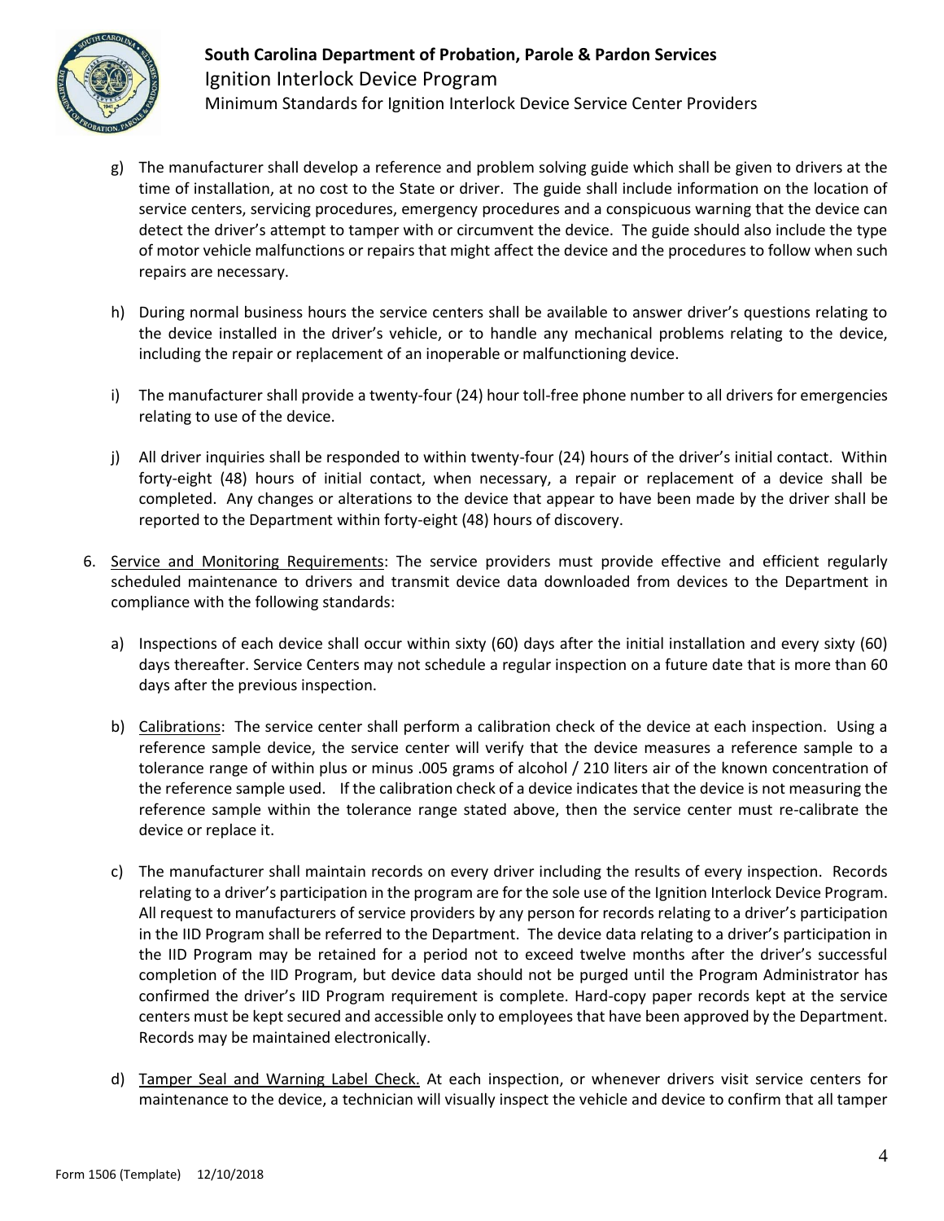g) The manufacturer shall develop a reference and problem solving guide which shall be given to drivers at the time of installation, at no cost to the State or driver. The guide shall include information on the location of service centers, servicing procedures, emergency procedures and a conspicuous warning that the device can detect the driver's attempt to tamper with or circumvent the device. The guide should also include the type of motor vehicle malfunctions or repairs that might affect the device and the procedures to follow when such repairs are necessary.

h) During normal business hours the service centers shall be available to answer driver's questions relating to the device installed in the driver's vehicle, or to handle any mechanical problems relating to the device, including the repair or replacement of an inoperable or malfunctioning device.

i) The manufacturer shall provide a twenty-four (24) hour toll-free phone number to all drivers for emergencies relating to use of the device.

j) All driver inquiries shall be responded to within twenty-four (24) hours of the driver's initial contact. Within forty-eight (48) hours of initial contact, when necessary, a repair or replacement of a device shall be completed. Any changes or alterations to the device that appear to have been made by the driver shall be reported to the Department within forty-eight (48) hours of discovery.

6. Service and Monitoring Requirements: The service providers must provide effective and efficient regularly scheduled maintenance to drivers and transmit device data downloaded from devices to the Department in compliance with the following standards:

   a) Inspections of each device shall occur within sixty (60) days after the initial installation and every sixty (60) days thereafter. Service Centers may not schedule a regular inspection on a future date that is more than 60 days after the previous inspection.

   b) Calibrations: The service center shall perform a calibration check of the device at each inspection. Using a reference sample device, the service center will verify that the device measures a reference sample to a tolerance range of within plus or minus .005 grams of alcohol / 210 liters air of the known concentration of the reference sample used. If the calibration check of a device indicates that the device is not measuring the reference sample within the tolerance range stated above, then the service center must re-calibrate the device or replace it.

   c) The manufacturer shall maintain records on every driver including the results of every inspection. Records relating to a driver's participation in the program are for the sole use of the Ignition Interlock Device Program. All request to manufacturers of service providers by any person for records relating to a driver's participation in the IID Program shall be referred to the Department. The device data relating to a driver's participation in the IID Program may be retained for a period not to exceed twelve months after the driver's successful completion of the IID Program, but device data should not be purged until the Program Administrator has confirmed the driver's IID Program requirement is complete. Hard-copy paper records kept at the service centers must be kept secured and accessible only to employees that have been approved by the Department. Records may be maintained electronically.

   d) Tamper Seal and Warning Label Check. At each inspection, or whenever drivers visit service centers for maintenance to the device, a technician will visually inspect the vehicle and device to confirm that all tamper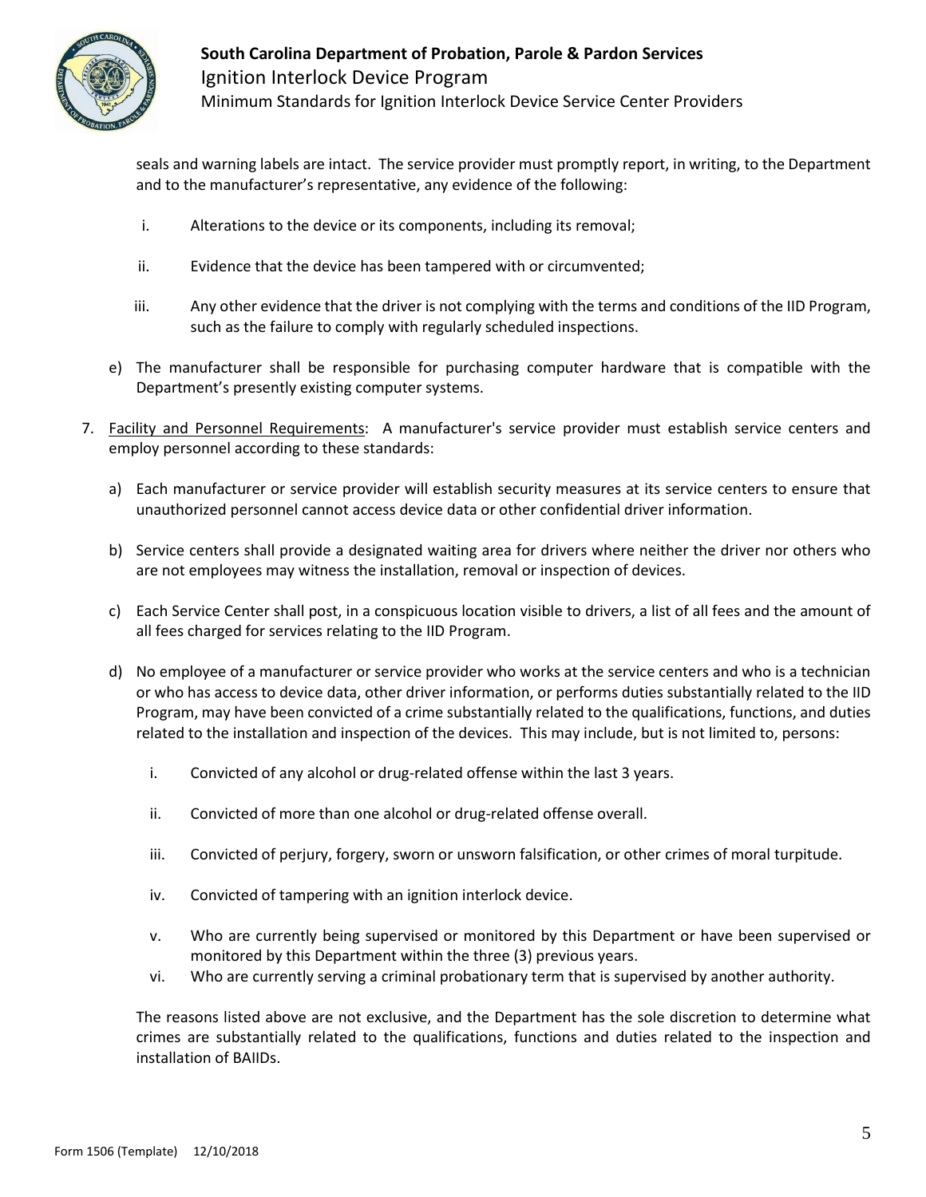seals and warning labels are intact. The service provider must promptly report, in writing, to the Department and to the manufacturer's representative, any evidence of the following:

i. Alterations to the device or its components, including its removal;

ii. Evidence that the device has been tampered with or circumvented;

iii. Any other evidence that the driver is not complying with the terms and conditions of the IID Program, such as the failure to comply with regularly scheduled inspections.

e) The manufacturer shall be responsible for purchasing computer hardware that is compatible with the Department's presently existing computer systems.

7. Facility and Personnel Requirements: A manufacturer's service provider must establish service centers and employ personnel according to these standards:

a) Each manufacturer or service provider will establish security measures at its service centers to ensure that unauthorized personnel cannot access device data or other confidential driver information.

b) Service centers shall provide a designated waiting area for drivers where neither the driver nor others who are not employees may witness the installation, removal or inspection of devices.

c) Each Service Center shall post, in a conspicuous location visible to drivers, a list of all fees and the amount of all fees charged for services relating to the IID Program.

d) No employee of a manufacturer or service provider who works at the service centers and who is a technician or who has access to device data, other driver information, or performs duties substantially related to the IID Program, may have been convicted of a crime substantially related to the qualifications, functions, and duties related to the installation and inspection of the devices. This may include, but is not limited to, persons:

i. Convicted of any alcohol or drug-related offense within the last 3 years.

ii. Convicted of more than one alcohol or drug-related offense overall.

iii. Convicted of perjury, forgery, sworn or unsworn falsification, or other crimes of moral turpitude.

iv. Convicted of tampering with an ignition interlock device.

v. Who are currently being supervised or monitored by this Department or have been supervised or monitored by this Department within the three (3) previous years.

vi. Who are currently serving a criminal probationary term that is supervised by another authority.

The reasons listed above are not exclusive, and the Department has the sole discretion to determine what crimes are substantially related to the qualifications, functions and duties related to the inspection and installation of BAIIDs.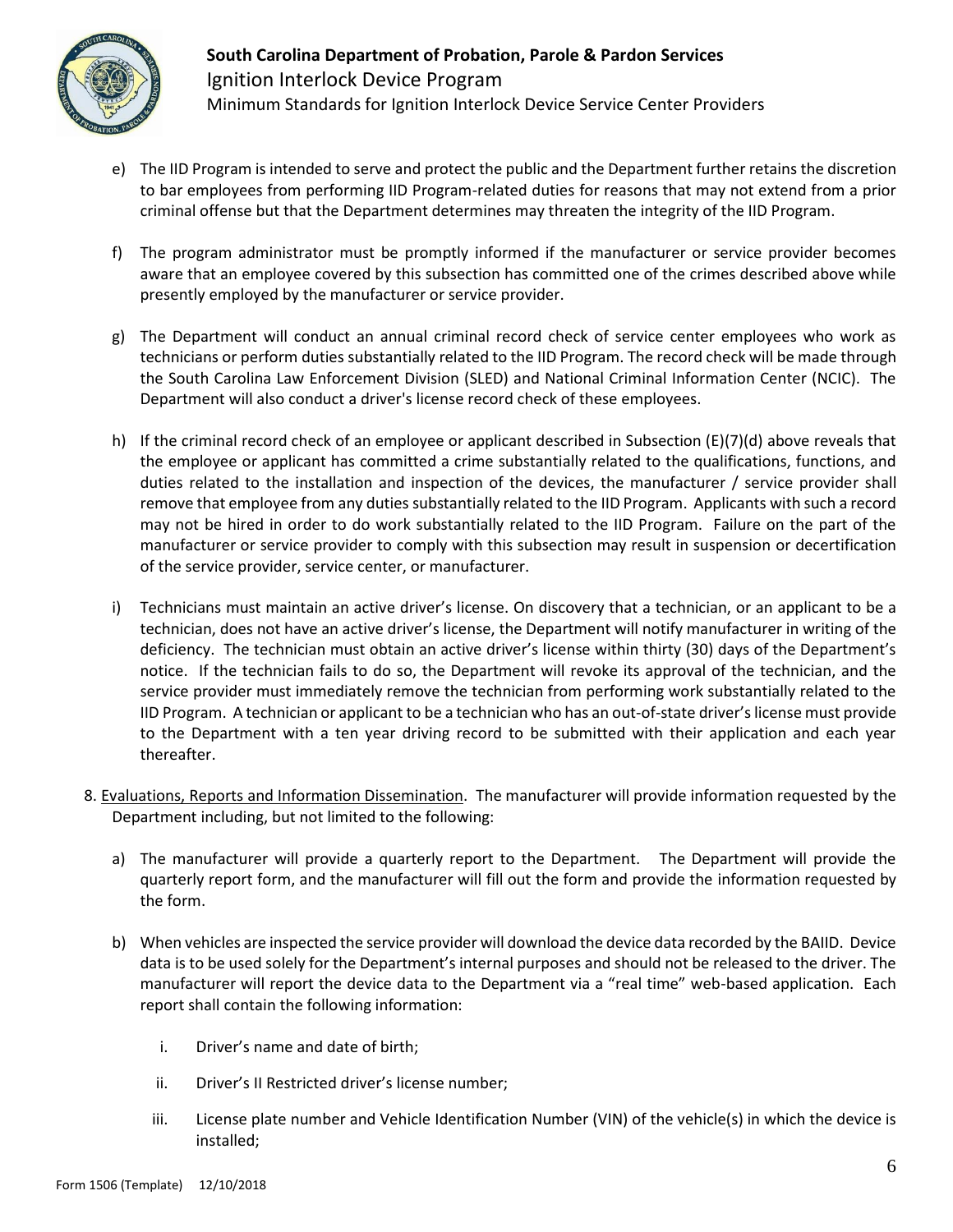e) The IID Program is intended to serve and protect the public and the Department further retains the discretion to bar employees from performing IID Program-related duties for reasons that may not extend from a prior criminal offense but that the Department determines may threaten the integrity of the IID Program.

f) The program administrator must be promptly informed if the manufacturer or service provider becomes aware that an employee covered by this subsection has committed one of the crimes described above while presently employed by the manufacturer or service provider.

g) The Department will conduct an annual criminal record check of service center employees who work as technicians or perform duties substantially related to the IID Program. The record check will be made through the South Carolina Law Enforcement Division (SLED) and National Criminal Information Center (NCIC). The Department will also conduct a driver's license record check of these employees.

h) If the criminal record check of an employee or applicant described in Subsection (E)(7)(d) above reveals that the employee or applicant has committed a crime substantially related to the qualifications, functions, and duties related to the installation and inspection of the devices, the manufacturer / service provider shall remove that employee from any duties substantially related to the IID Program. Applicants with such a record may not be hired in order to do work substantially related to the IID Program. Failure on the part of the manufacturer or service provider to comply with this subsection may result in suspension or decertification of the service provider, service center, or manufacturer.

i) Technicians must maintain an active driver's license. On discovery that a technician, or an applicant to be a technician, does not have an active driver's license, the Department will notify manufacturer in writing of the deficiency. The technician must obtain an active driver's license within thirty (30) days of the Department's notice. If the technician fails to do so, the Department will revoke its approval of the technician, and the service provider must immediately remove the technician from performing work substantially related to the IID Program. A technician or applicant to be a technician who has an out-of-state driver's license must provide to the Department with a ten year driving record to be submitted with their application and each year thereafter.

8. Evaluations, Reports and Information Dissemination. The manufacturer will provide information requested by the Department including, but not limited to the following:

   a) The manufacturer will provide a quarterly report to the Department. The Department will provide the quarterly report form, and the manufacturer will fill out the form and provide the information requested by the form.

   b) When vehicles are inspected the service provider will download the device data recorded by the BAIID. Device data is to be used solely for the Department's internal purposes and should not be released to the driver. The manufacturer will report the device data to the Department via a "real time" web-based application. Each report shall contain the following information:

      i. Driver's name and date of birth;

      ii. Driver's II Restricted driver's license number;

      iii. License plate number and Vehicle Identification Number (VIN) of the vehicle(s) in which the device is installed;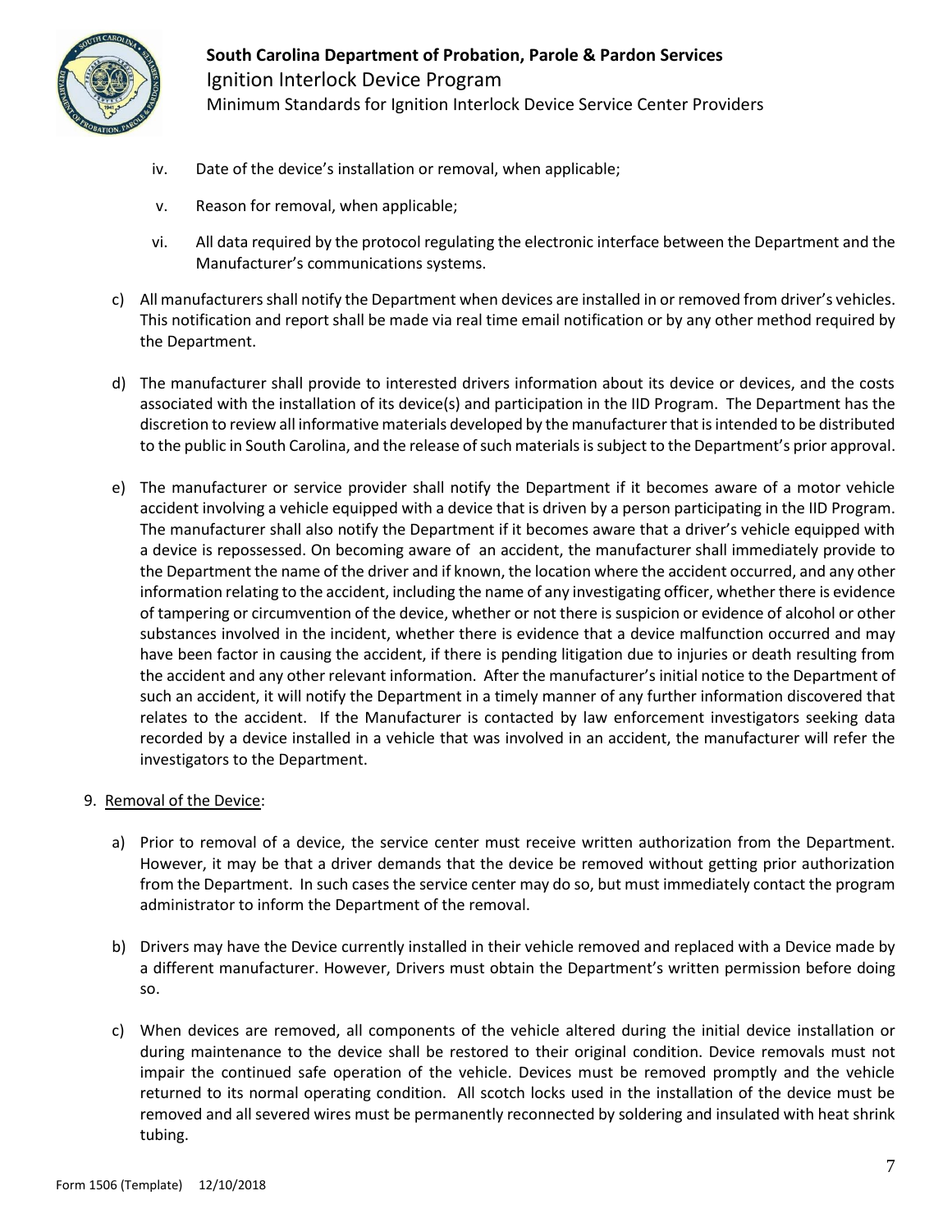iv. Date of the device's installation or removal, when applicable;

v. Reason for removal, when applicable;

vi. All data required by the protocol regulating the electronic interface between the Department and the Manufacturer's communications systems.

c) All manufacturers shall notify the Department when devices are installed in or removed from driver's vehicles. This notification and report shall be made via real time email notification or by any other method required by the Department.

d) The manufacturer shall provide to interested drivers information about its device or devices, and the costs associated with the installation of its device(s) and participation in the IID Program. The Department has the discretion to review all informative materials developed by the manufacturer that is intended to be distributed to the public in South Carolina, and the release of such materials is subject to the Department's prior approval.

e) The manufacturer or service provider shall notify the Department if it becomes aware of a motor vehicle accident involving a vehicle equipped with a device that is driven by a person participating in the IID Program. The manufacturer shall also notify the Department if it becomes aware that a driver's vehicle equipped with a device is repossessed. On becoming aware of an accident, the manufacturer shall immediately provide to the Department the name of the driver and if known, the location where the accident occurred, and any other information relating to the accident, including the name of any investigating officer, whether there is evidence of tampering or circumvention of the device, whether or not there is suspicion or evidence of alcohol or other substances involved in the incident, whether there is evidence that a device malfunction occurred and may have been factor in causing the accident, if there is pending litigation due to injuries or death resulting from the accident and any other relevant information. After the manufacturer's initial notice to the Department of such an accident, it will notify the Department in a timely manner of any further information discovered that relates to the accident. If the Manufacturer is contacted by law enforcement investigators seeking data recorded by a device installed in a vehicle that was involved in an accident, the manufacturer will refer the investigators to the Department.

9. Removal of the Device:

a) Prior to removal of a device, the service center must receive written authorization from the Department. However, it may be that a driver demands that the device be removed without getting prior authorization from the Department. In such cases the service center may do so, but must immediately contact the program administrator to inform the Department of the removal.

b) Drivers may have the Device currently installed in their vehicle removed and replaced with a Device made by a different manufacturer. However, Drivers must obtain the Department's written permission before doing so.

c) When devices are removed, all components of the vehicle altered during the initial device installation or during maintenance to the device shall be restored to their original condition. Device removals must not impair the continued safe operation of the vehicle. Devices must be removed promptly and the vehicle returned to its normal operating condition. All scotch locks used in the installation of the device must be removed and all severed wires must be permanently reconnected by soldering and insulated with heat shrink tubing.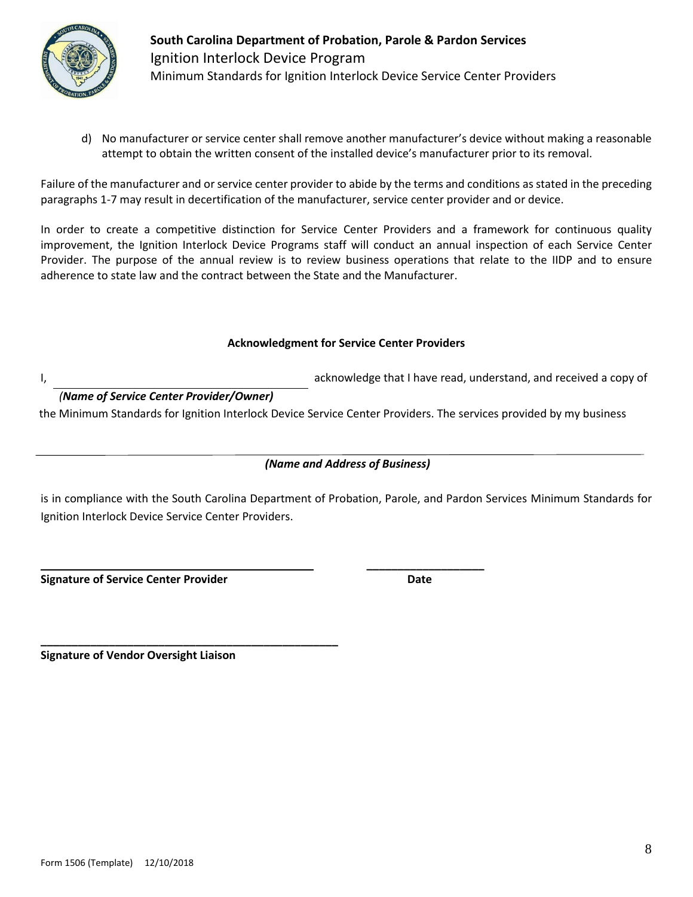d) No manufacturer or service center shall remove another manufacturer's device without making a reasonable attempt to obtain the written consent of the installed device's manufacturer prior to its removal.

Failure of the manufacturer and or service center provider to abide by the terms and conditions as stated in the preceding paragraphs 1-7 may result in decertification of the manufacturer, service center provider and or device.

In order to create a competitive distinction for Service Center Providers and a framework for continuous quality improvement, the Ignition Interlock Device Programs staff will conduct an annual inspection of each Service Center Provider. The purpose of the annual review is to review business operations that relate to the IIDP and to ensure adherence to state law and the contract between the State and the Manufacturer.

### Acknowledgment for Service Center Providers

I, \_\_\_\_\_\_\_\_\_\_\_\_\_\_\_\_\_\_\_\_\_\_\_\_\_\_\_\_\_\_\_\_\_\_\_\_\_\_\_\_ acknowledge that I have read, understand, and received a copy of

***(Name of Service Center Provider/Owner)***

the Minimum Standards for Ignition Interlock Device Service Center Providers. The services provided by my business

\_\_\_\_\_\_\_\_\_\_\_\_\_\_\_\_\_\_\_\_\_\_\_\_\_\_\_\_\_\_\_\_\_\_\_\_\_\_\_\_\_\_\_\_\_\_\_\_\_\_\_\_\_\_\_\_\_\_\_\_\_\_\_\_\_\_\_\_\_\_\_\_\_\_\_\_\_\_

***(Name and Address of Business)***

is in compliance with the South Carolina Department of Probation, Parole, and Pardon Services Minimum Standards for Ignition Interlock Device Service Center Providers.

\_\_\_\_\_\_\_\_\_\_\_\_\_\_\_\_\_\_\_\_\_\_\_\_\_\_\_\_\_\_\_\_\_\_\_\_\_\_\_\_\_\_\_\_ \_\_\_\_\_\_\_\_\_\_\_\_\_\_\_\_\_\_\_\_

**Signature of Service Center Provider** **Date**

\_\_\_\_\_\_\_\_\_\_\_\_\_\_\_\_\_\_\_\_\_\_\_\_\_\_\_\_\_\_\_\_\_\_\_\_\_\_\_\_\_\_\_\_\_\_\_\_

**Signature of Vendor Oversight Liaison**

Form 1506 (Template) 12/10/2018